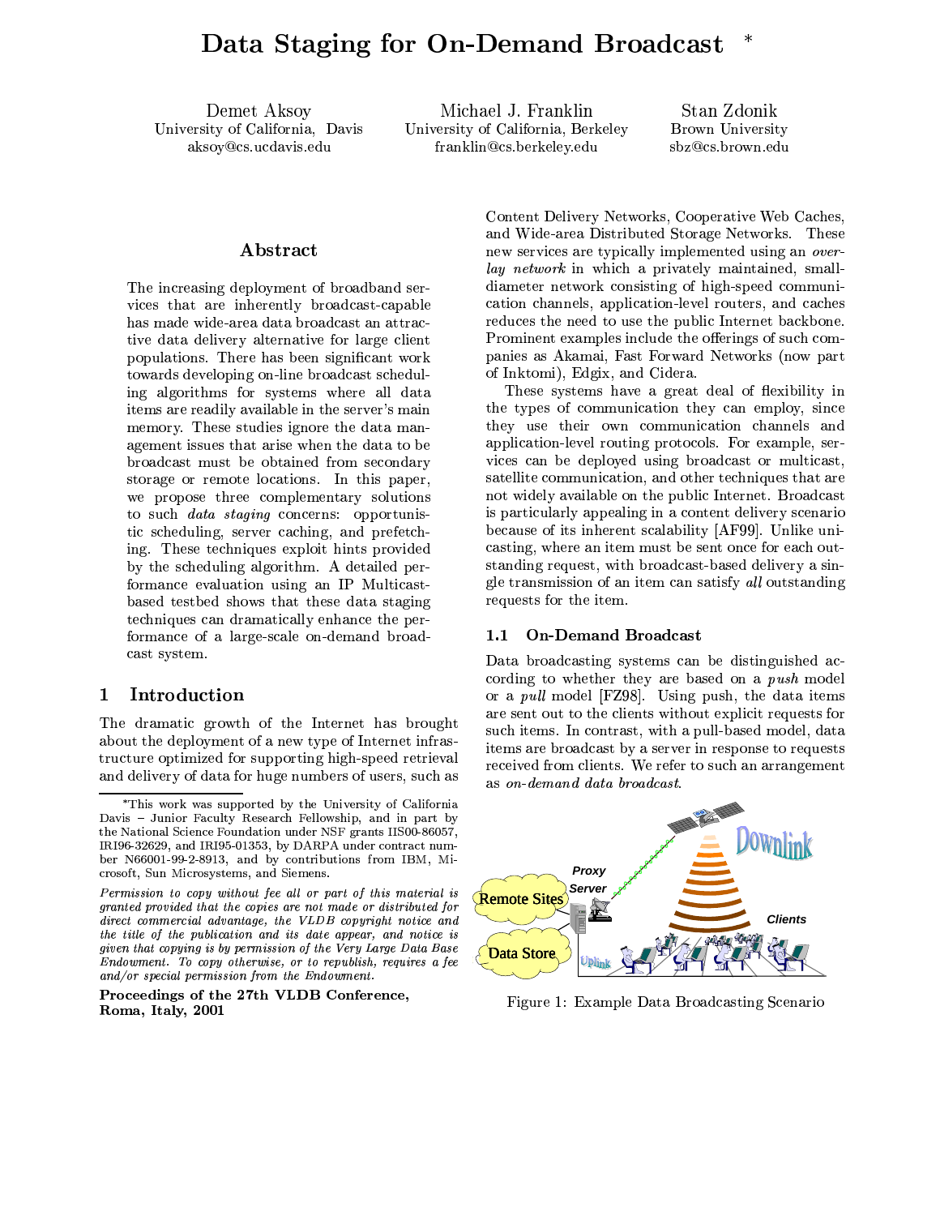# Data Staging for On-Demand Broadcast *

Demet Aksoy
University of California, Davis
aksoy@cs.ucdavis.edu

Michael J. Franklin
University of California, Berkeley
franklin@cs.berkeley.edu

Stan Zdonik
Brown University
sbz@cs.brown.edu

## Abstract

The increasing deployment of broadband services that are inherently broadcast-capable has made wide-area data broadcast an attractive data delivery alternative for large client populations. There has been significant work towards developing on-line broadcast scheduling algorithms for systems where all data items are readily available in the server's main memory. These studies ignore the data management issues that arise when the data to be broadcast must be obtained from secondary storage or remote locations. In this paper, we propose three complementary solutions to such *data staging* concerns: opportunistic scheduling, server caching, and prefetching. These techniques exploit hints provided by the scheduling algorithm. A detailed performance evaluation using an IP Multicast-based testbed shows that these data staging techniques can dramatically enhance the performance of a large-scale on-demand broadcast system.

## 1 Introduction

The dramatic growth of the Internet has brought about the deployment of a new type of Internet infrastructure optimized for supporting high-speed retrieval and delivery of data for huge numbers of users, such as Content Delivery Networks, Cooperative Web Caches, and Wide-area Distributed Storage Networks. These new services are typically implemented using an *overlay network* in which a privately maintained, small-diameter network consisting of high-speed communication channels, application-level routers, and caches reduces the need to use the public Internet backbone. Prominent examples include the offerings of such companies as Akamai, Fast Forward Networks (now part of Inktomi), Edgix, and Cidera.

These systems have a great deal of flexibility in the types of communication they can employ, since they use their own communication channels and application-level routing protocols. For example, services can be deployed using broadcast or multicast, satellite communication, and other techniques that are not widely available on the public Internet. Broadcast is particularly appealing in a content delivery scenario because of its inherent scalability [AF99]. Unlike unicasting, where an item must be sent once for each outstanding request, with broadcast-based delivery a single transmission of an item can satisfy *all* outstanding requests for the item.

### 1.1 On-Demand Broadcast

Data broadcasting systems can be distinguished according to whether they are based on a *push* model or a *pull* model [FZ98]. Using push, the data items are sent out to the clients without explicit requests for such items. In contrast, with a pull-based model, data items are broadcast by a server in response to requests received from clients. We refer to such an arrangement as *on-demand data broadcast*.

Figure 1: Example Data Broadcasting Scenario

*This work was supported by the University of California Davis – Junior Faculty Research Fellowship, and in part by the National Science Foundation under NSF grants IIS00-86057, IRI96-32629, and IRI95-01353, by DARPA under contract number N66001-99-2-8913, and by contributions from IBM, Microsoft, Sun Microsystems, and Siemens.

*Permission to copy without fee all or part of this material is granted provided that the copies are not made or distributed for direct commercial advantage, the VLDB copyright notice and the title of the publication and its date appear, and notice is given that copying is by permission of the Very Large Data Base Endowment. To copy otherwise, or to republish, requires a fee and/or special permission from the Endowment.*

**Proceedings of the 27th VLDB Conference, Roma, Italy, 2001**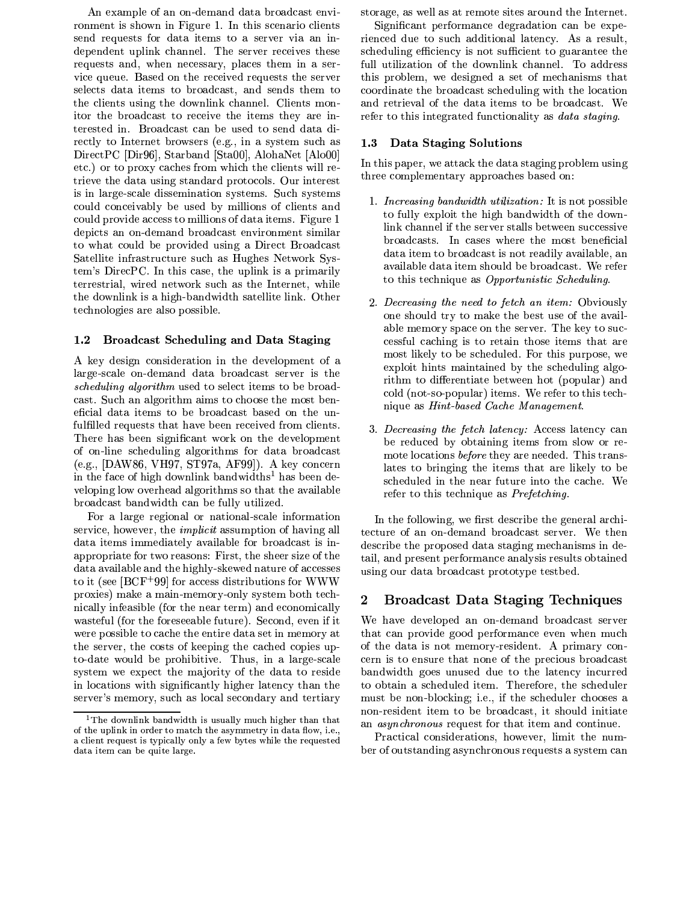An example of an on-demand data broadcast environment is shown in Figure 1. In this scenario clients send requests for data items to a server via an independent uplink channel. The server receives these requests and, when necessary, places them in a service queue. Based on the received requests the server selects data items to broadcast, and sends them to the clients using the downlink channel. Clients monitor the broadcast to receive the items they are interested in. Broadcast can be used to send data directly to Internet browsers (e.g., in a system such as DirectPC [Dir96], Starband [Sta00], AlohaNet [Alo00] etc.) or to proxy caches from which the clients will retrieve the data using standard protocols. Our interest is in large-scale dissemination systems. Such systems could conceivably be used by millions of clients and could provide access to millions of data items. Figure 1 depicts an on-demand broadcast environment similar to what could be provided using a Direct Broadcast Satellite infrastructure such as Hughes Network System's DirecPC. In this case, the uplink is a primarily terrestrial, wired network such as the Internet, while the downlink is a high-bandwidth satellite link. Other technologies are also possible.

### 1.2 Broadcast Scheduling and Data Staging

A key design consideration in the development of a large-scale on-demand data broadcast server is the *scheduling algorithm* used to select items to be broadcast. Such an algorithm aims to choose the most beneficial data items to be broadcast based on the unfulfilled requests that have been received from clients. There has been significant work on the development of on-line scheduling algorithms for data broadcast (e.g., [DAW86, VH97, ST97a, AF99]). A key concern in the face of high downlink bandwidths[1] has been developing low overhead algorithms so that the available broadcast bandwidth can be fully utilized.

For a large regional or national-scale information service, however, the *implicit* assumption of having all data items immediately available for broadcast is inappropriate for two reasons: First, the sheer size of the data available and the highly-skewed nature of accesses to it (see [BCF+99] for access distributions for WWW proxies) make a main-memory-only system both technically infeasible (for the near term) and economically wasteful (for the foreseeable future). Second, even if it were possible to cache the entire data set in memory at the server, the costs of keeping the cached copies up-to-date would be prohibitive. Thus, in a large-scale system we expect the majority of the data to reside in locations with significantly higher latency than the server's memory, such as local secondary and tertiary storage, as well as at remote sites around the Internet.

Significant performance degradation can be experienced due to such additional latency. As a result, scheduling efficiency is not sufficient to guarantee the full utilization of the downlink channel. To address this problem, we designed a set of mechanisms that coordinate the broadcast scheduling with the location and retrieval of the data items to be broadcast. We refer to this integrated functionality as *data staging*.

### 1.3 Data Staging Solutions

In this paper, we attack the data staging problem using three complementary approaches based on:

1. *Increasing bandwidth utilization:* It is not possible to fully exploit the high bandwidth of the downlink channel if the server stalls between successive broadcasts. In cases where the most beneficial data item to broadcast is not readily available, an available data item should be broadcast. We refer to this technique as *Opportunistic Scheduling*.

2. *Decreasing the need to fetch an item:* Obviously one should try to make the best use of the available memory space on the server. The key to successful caching is to retain those items that are most likely to be scheduled. For this purpose, we exploit hints maintained by the scheduling algorithm to differentiate between hot (popular) and cold (not-so-popular) items. We refer to this technique as *Hint-based Cache Management*.

3. *Decreasing the fetch latency:* Access latency can be reduced by obtaining items from slow or remote locations *before* they are needed. This translates to bringing the items that are likely to be scheduled in the near future into the cache. We refer to this technique as *Prefetching*.

In the following, we first describe the general architecture of an on-demand broadcast server. We then describe the proposed data staging mechanisms in detail, and present performance analysis results obtained using our data broadcast prototype testbed.

## 2 Broadcast Data Staging Techniques

We have developed an on-demand broadcast server that can provide good performance even when much of the data is not memory-resident. A primary concern is to ensure that none of the precious broadcast bandwidth goes unused due to the latency incurred to obtain a scheduled item. Therefore, the scheduler must be non-blocking; i.e., if the scheduler chooses a non-resident item to be broadcast, it should initiate an *asynchronous* request for that item and continue.

Practical considerations, however, limit the number of outstanding asynchronous requests a system can

[1] The downlink bandwidth is usually much higher than that of the uplink in order to match the asymmetry in data flow, i.e., a client request is typically only a few bytes while the requested data item can be quite large.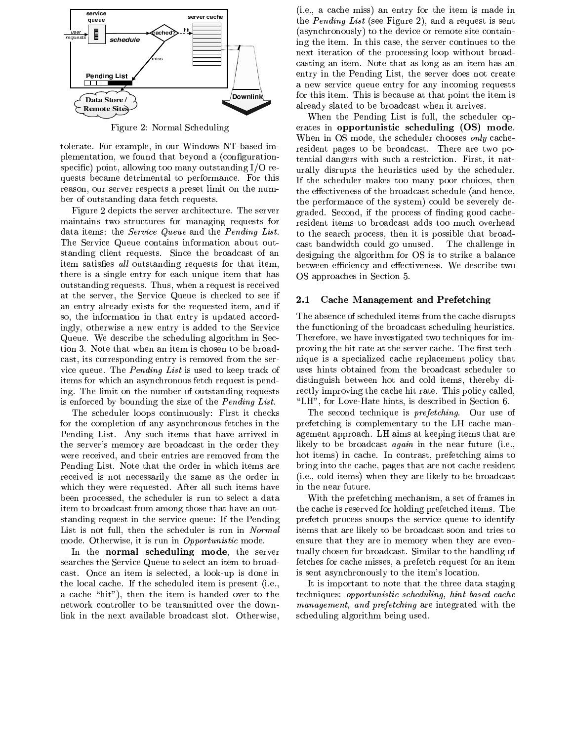Figure 2: Normal Scheduling

tolerate. For example, in our Windows NT-based implementation, we found that beyond a (configuration-specific) point, allowing too many outstanding I/O requests became detrimental to performance. For this reason, our server respects a preset limit on the number of outstanding data fetch requests.

Figure 2 depicts the server architecture. The server maintains two structures for managing requests for data items: the *Service Queue* and the *Pending List*. The Service Queue contains information about outstanding client requests. Since the broadcast of an item satisfies *all* outstanding requests for that item, there is a single entry for each unique item that has outstanding requests. Thus, when a request is received at the server, the Service Queue is checked to see if an entry already exists for the requested item, and if so, the information in that entry is updated accordingly, otherwise a new entry is added to the Service Queue. We describe the scheduling algorithm in Section 3. Note that when an item is chosen to be broadcast, its corresponding entry is removed from the service queue. The *Pending List* is used to keep track of items for which an asynchronous fetch request is pending. The limit on the number of outstanding requests is enforced by bounding the size of the *Pending List*.

The scheduler loops continuously: First it checks for the completion of any asynchronous fetches in the Pending List. Any such items that have arrived in the server's memory are broadcast in the order they were received, and their entries are removed from the Pending List. Note that the order in which items are received is not necessarily the same as the order in which they were requested. After all such items have been processed, the scheduler is run to select a data item to broadcast from among those that have an outstanding request in the service queue: If the Pending List is not full, then the scheduler is run in *Normal* mode. Otherwise, it is run in *Opportunistic* mode.

In the **normal scheduling mode**, the server searches the Service Queue to select an item to broadcast. Once an item is selected, a look-up is done in the local cache. If the scheduled item is present (i.e., a cache "hit"), then the item is handed over to the network controller to be transmitted over the downlink in the next available broadcast slot. Otherwise, (i.e., a cache miss) an entry for the item is made in the *Pending List* (see Figure 2), and a request is sent (asynchronously) to the device or remote site containing the item. In this case, the server continues to the next iteration of the processing loop without broadcasting an item. Note that as long as an item has an entry in the Pending List, the server does not create a new service queue entry for any incoming requests for this item. This is because at that point the item is already slated to be broadcast when it arrives.

When the Pending List is full, the scheduler operates in **opportunistic scheduling (OS) mode**. When in OS mode, the scheduler chooses *only* cache-resident pages to be broadcast. There are two potential dangers with such a restriction. First, it naturally disrupts the heuristics used by the scheduler. If the scheduler makes too many poor choices, then the effectiveness of the broadcast schedule (and hence, the performance of the system) could be severely degraded. Second, if the process of finding good cache-resident items to broadcast adds too much overhead to the search process, then it is possible that broadcast bandwidth could go unused. The challenge in designing the algorithm for OS is to strike a balance between efficiency and effectiveness. We describe two OS approaches in Section 5.

## 2.1 Cache Management and Prefetching

The absence of scheduled items from the cache disrupts the functioning of the broadcast scheduling heuristics. Therefore, we have investigated two techniques for improving the hit rate at the server cache. The first technique is a specialized cache replacement policy that uses hints obtained from the broadcast scheduler to distinguish between hot and cold items, thereby directly improving the cache hit rate. This policy called, "LH", for Love-Hate hints, is described in Section 6.

The second technique is *prefetching*. Our use of prefetching is complementary to the LH cache management approach. LH aims at keeping items that are likely to be broadcast *again* in the near future (i.e., hot items) in cache. In contrast, prefetching aims to bring into the cache, pages that are not cache resident (i.e., cold items) when they are likely to be broadcast in the near future.

With the prefetching mechanism, a set of frames in the cache is reserved for holding prefetched items. The prefetch process snoops the service queue to identify items that are likely to be broadcast soon and tries to ensure that they are in memory when they are eventually chosen for broadcast. Similar to the handling of fetches for cache misses, a prefetch request for an item is sent asynchronously to the item's location.

It is important to note that the three data staging techniques: *opportunistic scheduling, hint-based cache management, and prefetching* are integrated with the scheduling algorithm being used.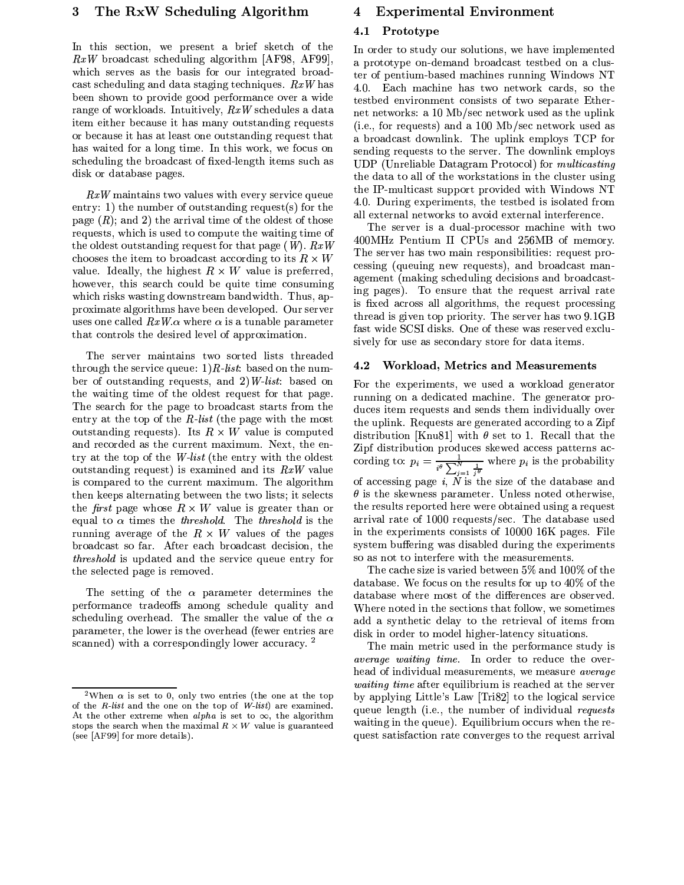## 3 The RxW Scheduling Algorithm

In this section, we present a brief sketch of the *RxW* broadcast scheduling algorithm [AF98, AF99], which serves as the basis for our integrated broadcast scheduling and data staging techniques. *RxW* has been shown to provide good performance over a wide range of workloads. Intuitively, *RxW* schedules a data item either because it has many outstanding requests or because it has at least one outstanding request that has waited for a long time. In this work, we focus on scheduling the broadcast of fixed-length items such as disk or database pages.

*RxW* maintains two values with every service queue entry: 1) the number of outstanding request(s) for the page ($R$); and 2) the arrival time of the oldest of those requests, which is used to compute the waiting time of the oldest outstanding request for that page ($W$). *RxW* chooses the item to broadcast according to its $R \times W$ value. Ideally, the highest $R \times W$ value is preferred, however, this search could be quite time consuming which risks wasting downstream bandwidth. Thus, approximate algorithms have been developed. Our server uses one called *RxW.α* where $\alpha$ is a tunable parameter that controls the desired level of approximation.

The server maintains two sorted lists threaded through the service queue: 1)*R-list*: based on the number of outstanding requests, and 2)*W-list*: based on the waiting time of the oldest request for that page. The search for the page to broadcast starts from the entry at the top of the *R-list* (the page with the most outstanding requests). Its $R \times W$ value is computed and recorded as the current maximum. Next, the entry at the top of the *W-list* (the entry with the oldest outstanding request) is examined and its *RxW* value is compared to the current maximum. The algorithm then keeps alternating between the two lists; it selects the *first* page whose $R \times W$ value is greater than or equal to $\alpha$ times the *threshold*. The *threshold* is the running average of the $R \times W$ values of the pages broadcast so far. After each broadcast decision, the *threshold* is updated and the service queue entry for the selected page is removed.

The setting of the $\alpha$ parameter determines the performance tradeoffs among schedule quality and scheduling overhead. The smaller the value of the $\alpha$ parameter, the lower is the overhead (fewer entries are scanned) with a correspondingly lower accuracy. [2]

[2] When $\alpha$ is set to 0, only two entries (the one at the top of the *R-list* and the one on the top of *W-list*) are examined. At the other extreme when *alpha* is set to $\infty$, the algorithm stops the search when the maximal $R \times W$ value is guaranteed (see [AF99] for more details).

## 4 Experimental Environment

### 4.1 Prototype

In order to study our solutions, we have implemented a prototype on-demand broadcast testbed on a cluster of pentium-based machines running Windows NT 4.0. Each machine has two network cards, so the testbed environment consists of two separate Ethernet networks: a 10 Mb/sec network used as the uplink (i.e., for requests) and a 100 Mb/sec network used as a broadcast downlink. The uplink employs TCP for sending requests to the server. The downlink employs UDP (Unreliable Datagram Protocol) for *multicasting* the data to all of the workstations in the cluster using the IP-multicast support provided with Windows NT 4.0. During experiments, the testbed is isolated from all external networks to avoid external interference.

The server is a dual-processor machine with two 400MHz Pentium II CPUs and 256MB of memory. The server has two main responsibilities: request processing (queuing new requests), and broadcast management (making scheduling decisions and broadcasting pages). To ensure that the request arrival rate is fixed across all algorithms, the request processing thread is given top priority. The server has two 9.1GB fast wide SCSI disks. One of these was reserved exclusively for use as secondary store for data items.

### 4.2 Workload, Metrics and Measurements

For the experiments, we used a workload generator running on a dedicated machine. The generator produces item requests and sends them individually over the uplink. Requests are generated according to a Zipf distribution [Knu81] with $\theta$ set to 1. Recall that the Zipf distribution produces skewed access patterns according to: $p_i = \frac{1}{i^\theta \sum_{j=1}^{N} \frac{1}{j^\theta}}$ where $p_i$ is the probability of accessing page $i$, $N$ is the size of the database and $\theta$ is the skewness parameter. Unless noted otherwise, the results reported here were obtained using a request arrival rate of 1000 requests/sec. The database used in the experiments consists of 10000 16K pages. File system buffering was disabled during the experiments so as not to interfere with the measurements.

The cache size is varied between 5% and 100% of the database. We focus on the results for up to 40% of the database where most of the differences are observed. Where noted in the sections that follow, we sometimes add a synthetic delay to the retrieval of items from disk in order to model higher-latency situations.

The main metric used in the performance study is *average waiting time*. In order to reduce the overhead of individual measurements, we measure *average waiting time* after equilibrium is reached at the server by applying Little's Law [Tri82] to the logical service queue length (i.e., the number of individual *requests* waiting in the queue). Equilibrium occurs when the request satisfaction rate converges to the request arrival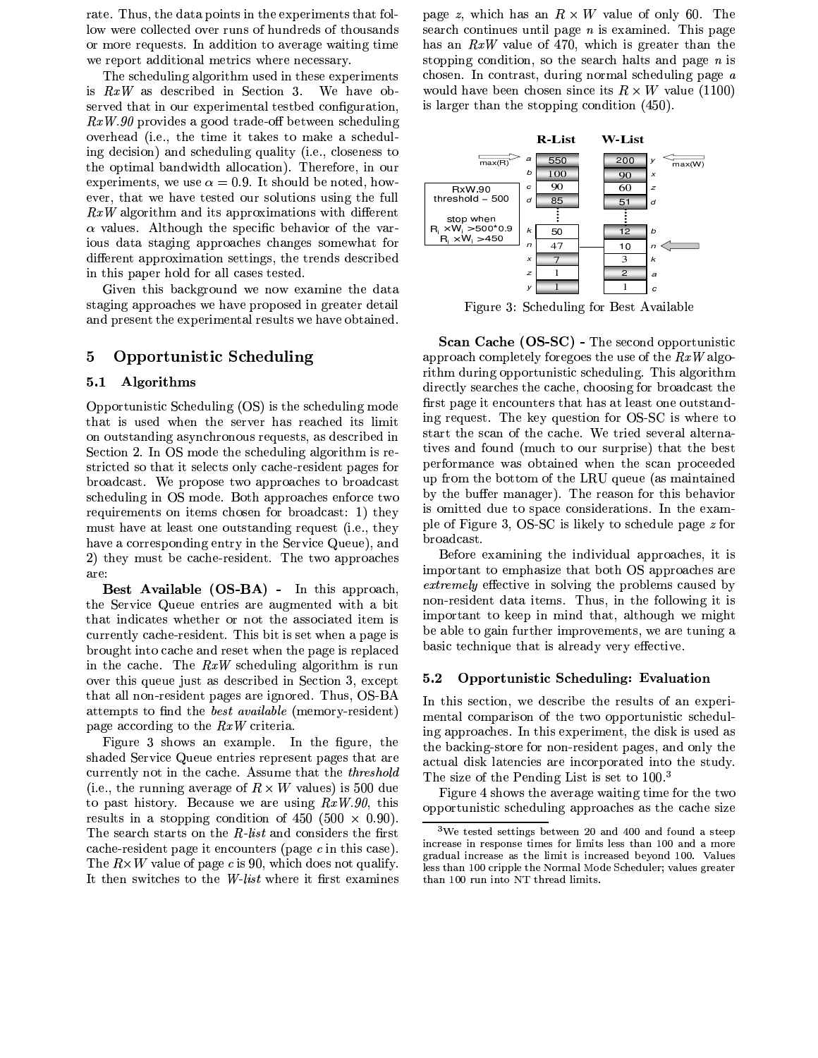rate. Thus, the data points in the experiments that follow were collected over runs of hundreds of thousands or more requests. In addition to average waiting time we report additional metrics where necessary.

The scheduling algorithm used in these experiments is *RxW* as described in Section 3. We have observed that in our experimental testbed configuration, *RxW.90* provides a good trade-off between scheduling overhead (i.e., the time it takes to make a scheduling decision) and scheduling quality (i.e., closeness to the optimal bandwidth allocation). Therefore, in our experiments, we use $\alpha = 0.9$. It should be noted, however, that we have tested our solutions using the full *RxW* algorithm and its approximations with different $\alpha$ values. Although the specific behavior of the various data staging approaches changes somewhat for different approximation settings, the trends described in this paper hold for all cases tested.

Given this background we now examine the data staging approaches we have proposed in greater detail and present the experimental results we have obtained.

## 5 Opportunistic Scheduling

### 5.1 Algorithms

Opportunistic Scheduling (OS) is the scheduling mode that is used when the server has reached its limit on outstanding asynchronous requests, as described in Section 2. In OS mode the scheduling algorithm is restricted so that it selects only cache-resident pages for broadcast. We propose two approaches to broadcast scheduling in OS mode. Both approaches enforce two requirements on items chosen for broadcast: 1) they must have at least one outstanding request (i.e., they have a corresponding entry in the Service Queue), and 2) they must be cache-resident. The two approaches are:

**Best Available (OS-BA) -** In this approach, the Service Queue entries are augmented with a bit that indicates whether or not the associated item is currently cache-resident. This bit is set when a page is brought into cache and reset when the page is replaced in the cache. The *RxW* scheduling algorithm is run over this queue just as described in Section 3, except that all non-resident pages are ignored. Thus, OS-BA attempts to find the *best available* (memory-resident) page according to the *RxW* criteria.

Figure 3 shows an example. In the figure, the shaded Service Queue entries represent pages that are currently not in the cache. Assume that the *threshold* (i.e., the running average of $R \times W$ values) is 500 due to past history. Because we are using *RxW.90*, this results in a stopping condition of 450 ($500 \times 0.90$). The search starts on the *R-list* and considers the first cache-resident page it encounters (page $c$ in this case). The $R \times W$ value of page $c$ is 90, which does not qualify. It then switches to the *W-list* where it first examines page $z$, which has an $R \times W$ value of only 60. The search continues until page $n$ is examined. This page has an *RxW* value of 470, which is greater than the stopping condition, so the search halts and page $n$ is chosen. In contrast, during normal scheduling page $a$ would have been chosen since its $R \times W$ value (1100) is larger than the stopping condition (450).

| | R-List | W-List | |
|---|---|---|---|
| a | 550 | 200 | y |
| b | 100 | 90 | x |
| c | 90 | 60 | z |
| d | 85 | 51 | d |
| ⋮ | ⋮ | ⋮ | ⋮ |
| k | 50 | 12 | b |
| n | 47 | 10 | n |
| x | 7 | 3 | k |
| z | 1 | 2 | a |
| y | 1 | 1 | c |

RxW.90, threshold = 500; stop when $R_i \times W_i > 500 \times 0.9$, $R_i \times W_i > 450$

Figure 3: Scheduling for Best Available

**Scan Cache (OS-SC) -** The second opportunistic approach completely foregoes the use of the *RxW* algorithm during opportunistic scheduling. This algorithm directly searches the cache, choosing for broadcast the first page it encounters that has at least one outstanding request. The key question for OS-SC is where to start the scan of the cache. We tried several alternatives and found (much to our surprise) that the best performance was obtained when the scan proceeded up from the bottom of the LRU queue (as maintained by the buffer manager). The reason for this behavior is omitted due to space considerations. In the example of Figure 3, OS-SC is likely to schedule page $z$ for broadcast.

Before examining the individual approaches, it is important to emphasize that both OS approaches are *extremely* effective in solving the problems caused by non-resident data items. Thus, in the following it is important to keep in mind that, although we might be able to gain further improvements, we are tuning a basic technique that is already very effective.

### 5.2 Opportunistic Scheduling: Evaluation

In this section, we describe the results of an experimental comparison of the two opportunistic scheduling approaches. In this experiment, the disk is used as the backing-store for non-resident pages, and only the actual disk latencies are incorporated into the study. The size of the Pending List is set to 100.[3]

Figure 4 shows the average waiting time for the two opportunistic scheduling approaches as the cache size

[3] We tested settings between 20 and 400 and found a steep increase in response times for limits less than 100 and a more gradual increase as the limit is increased beyond 100. Values less than 100 cripple the Normal Mode Scheduler; values greater than 100 run into NT thread limits.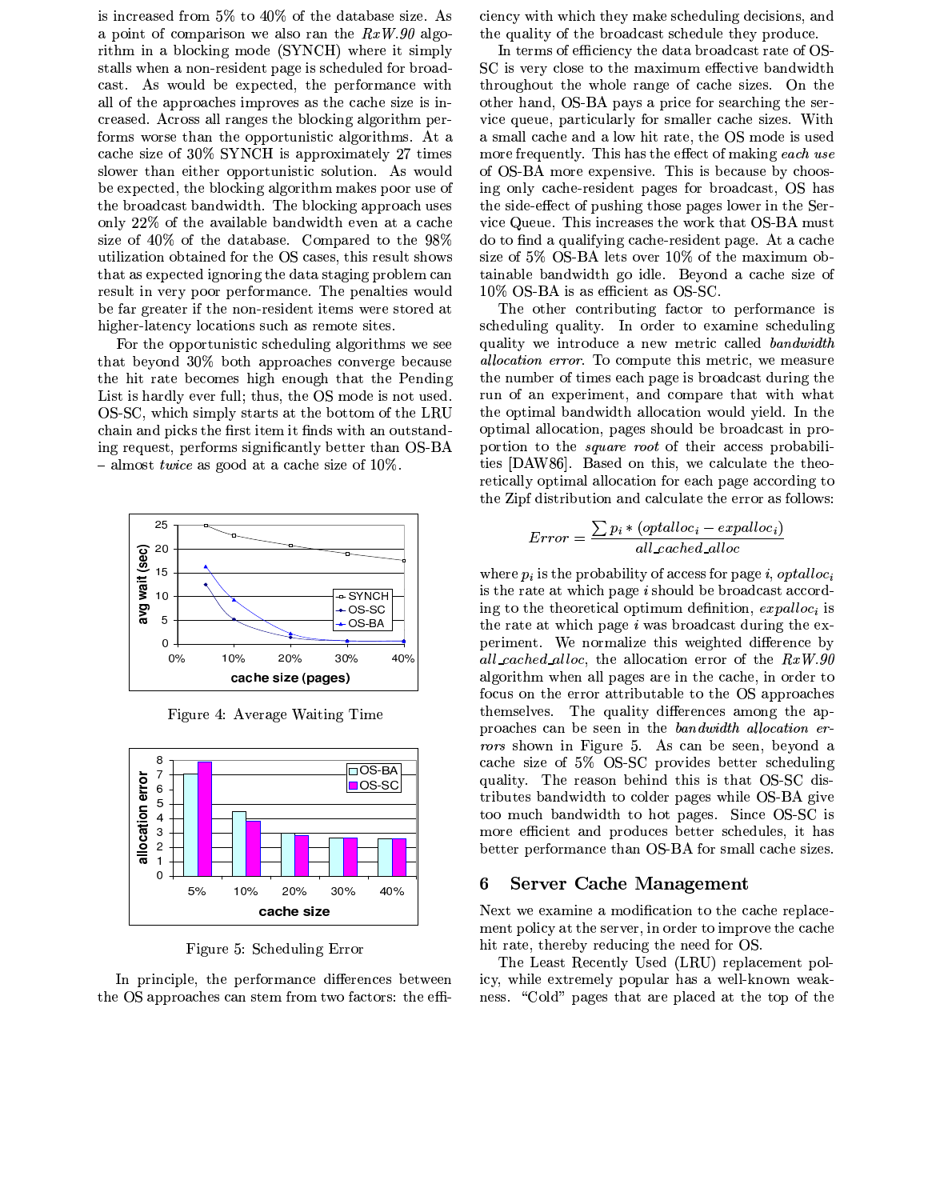is increased from 5% to 40% of the database size. As a point of comparison we also ran the *RxW.90* algorithm in a blocking mode (SYNCH) where it simply stalls when a non-resident page is scheduled for broadcast. As would be expected, the performance with all of the approaches improves as the cache size is increased. Across all ranges the blocking algorithm performs worse than the opportunistic algorithms. At a cache size of 30% SYNCH is approximately 27 times slower than either opportunistic solution. As would be expected, the blocking algorithm makes poor use of the broadcast bandwidth. The blocking approach uses only 22% of the available bandwidth even at a cache size of 40% of the database. Compared to the 98% utilization obtained for the OS cases, this result shows that as expected ignoring the data staging problem can result in very poor performance. The penalties would be far greater if the non-resident items were stored at higher-latency locations such as remote sites.

For the opportunistic scheduling algorithms we see that beyond 30% both approaches converge because the hit rate becomes high enough that the Pending List is hardly ever full; thus, the OS mode is not used. OS-SC, which simply starts at the bottom of the LRU chain and picks the first item it finds with an outstanding request, performs significantly better than OS-BA – almost *twice* as good at a cache size of 10%.

Figure 4: Average Waiting Time

Figure 5: Scheduling Error

In principle, the performance differences between the OS approaches can stem from two factors: the efficiency with which they make scheduling decisions, and the quality of the broadcast schedule they produce.

In terms of efficiency the data broadcast rate of OS-SC is very close to the maximum effective bandwidth throughout the whole range of cache sizes. On the other hand, OS-BA pays a price for searching the service queue, particularly for smaller cache sizes. With a small cache and a low hit rate, the OS mode is used more frequently. This has the effect of making *each use* of OS-BA more expensive. This is because by choosing only cache-resident pages for broadcast, OS has the side-effect of pushing those pages lower in the Service Queue. This increases the work that OS-BA must do to find a qualifying cache-resident page. At a cache size of 5% OS-BA lets over 10% of the maximum obtainable bandwidth go idle. Beyond a cache size of 10% OS-BA is as efficient as OS-SC.

The other contributing factor to performance is scheduling quality. In order to examine scheduling quality we introduce a new metric called *bandwidth allocation error*. To compute this metric, we measure the number of times each page is broadcast during the run of an experiment, and compare that with what the optimal bandwidth allocation would yield. In the optimal allocation, pages should be broadcast in proportion to the *square root* of their access probabilities [DAW86]. Based on this, we calculate the theoretically optimal allocation for each page according to the Zipf distribution and calculate the error as follows:

$$Error = \frac{\sum p_i * (optalloc_i - expalloc_i)}{all\_cached\_alloc}$$

where $p_i$ is the probability of access for page $i$, $optalloc_i$ is the rate at which page $i$ should be broadcast according to the theoretical optimum definition, $expalloc_i$ is the rate at which page $i$ was broadcast during the experiment. We normalize this weighted difference by $all\_cached\_alloc$, the allocation error of the *RxW.90* algorithm when all pages are in the cache, in order to focus on the error attributable to the OS approaches themselves. The quality differences among the approaches can be seen in the *bandwidth allocation errors* shown in Figure 5. As can be seen, beyond a cache size of 5% OS-SC provides better scheduling quality. The reason behind this is that OS-SC distributes bandwidth to colder pages while OS-BA give too much bandwidth to hot pages. Since OS-SC is more efficient and produces better schedules, it has better performance than OS-BA for small cache sizes.

## 6 Server Cache Management

Next we examine a modification to the cache replacement policy at the server, in order to improve the cache hit rate, thereby reducing the need for OS.

The Least Recently Used (LRU) replacement policy, while extremely popular has a well-known weakness. "Cold" pages that are placed at the top of the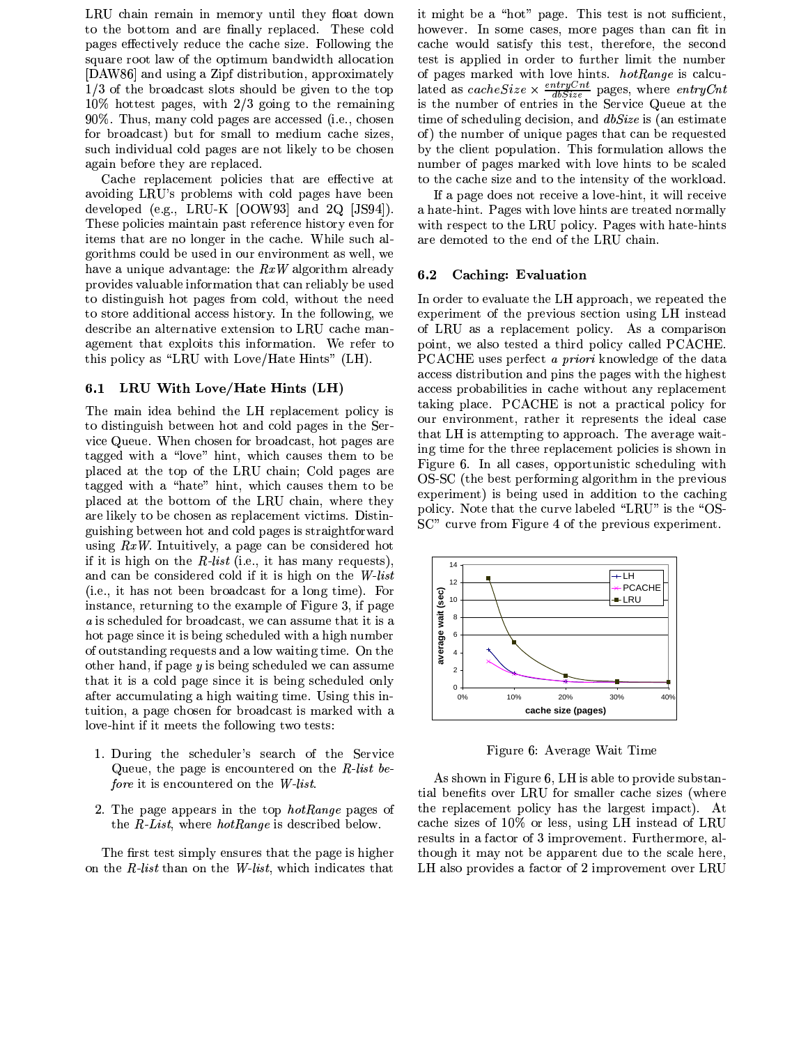LRU chain remain in memory until they float down to the bottom and are finally replaced. These cold pages effectively reduce the cache size. Following the square root law of the optimum bandwidth allocation [DAW86] and using a Zipf distribution, approximately 1/3 of the broadcast slots should be given to the top 10% hottest pages, with 2/3 going to the remaining 90%. Thus, many cold pages are accessed (i.e., chosen for broadcast) but for small to medium cache sizes, such individual cold pages are not likely to be chosen again before they are replaced.

Cache replacement policies that are effective at avoiding LRU's problems with cold pages have been developed (e.g., LRU-K [OOW93] and 2Q [JS94]). These policies maintain past reference history even for items that are no longer in the cache. While such algorithms could be used in our environment as well, we have a unique advantage: the *RxW* algorithm already provides valuable information that can reliably be used to distinguish hot pages from cold, without the need to store additional access history. In the following, we describe an alternative extension to LRU cache management that exploits this information. We refer to this policy as "LRU with Love/Hate Hints" (LH).

### 6.1 LRU With Love/Hate Hints (LH)

The main idea behind the LH replacement policy is to distinguish between hot and cold pages in the Service Queue. When chosen for broadcast, hot pages are tagged with a "love" hint, which causes them to be placed at the top of the LRU chain; Cold pages are tagged with a "hate" hint, which causes them to be placed at the bottom of the LRU chain, where they are likely to be chosen as replacement victims. Distinguishing between hot and cold pages is straightforward using *RxW*. Intuitively, a page can be considered hot if it is high on the *R-list* (i.e., it has many requests), and can be considered cold if it is high on the *W-list* (i.e., it has not been broadcast for a long time). For instance, returning to the example of Figure 3, if page *a* is scheduled for broadcast, we can assume that it is a hot page since it is being scheduled with a high number of outstanding requests and a low waiting time. On the other hand, if page *y* is being scheduled we can assume that it is a cold page since it is being scheduled only after accumulating a high waiting time. Using this intuition, a page chosen for broadcast is marked with a love-hint if it meets the following two tests:

1. During the scheduler's search of the Service Queue, the page is encountered on the *R-list before* it is encountered on the *W-list*.
2. The page appears in the top *hotRange* pages of the *R-List*, where *hotRange* is described below.

The first test simply ensures that the page is higher on the *R-list* than on the *W-list*, which indicates that it might be a "hot" page. This test is not sufficient, however. In some cases, more pages than can fit in cache would satisfy this test, therefore, the second test is applied in order to further limit the number of pages marked with love hints. *hotRange* is calculated as $cacheSize \times \frac{entryCnt}{dbSize}$ pages, where *entryCnt* is the number of entries in the Service Queue at the time of scheduling decision, and *dbSize* is (an estimate of) the number of unique pages that can be requested by the client population. This formulation allows the number of pages marked with love hints to be scaled to the cache size and to the intensity of the workload.

If a page does not receive a love-hint, it will receive a hate-hint. Pages with love hints are treated normally with respect to the LRU policy. Pages with hate-hints are demoted to the end of the LRU chain.

### 6.2 Caching: Evaluation

In order to evaluate the LH approach, we repeated the experiment of the previous section using LH instead of LRU as a replacement policy. As a comparison point, we also tested a third policy called PCACHE. PCACHE uses perfect *a priori* knowledge of the data access distribution and pins the pages with the highest access probabilities in cache without any replacement taking place. PCACHE is not a practical policy for our environment, rather it represents the ideal case that LH is attempting to approach. The average waiting time for the three replacement policies is shown in Figure 6. In all cases, opportunistic scheduling with OS-SC (the best performing algorithm in the previous experiment) is being used in addition to the caching policy. Note that the curve labeled "LRU" is the "OS-SC" curve from Figure 4 of the previous experiment.

Figure 6: Average Wait Time

As shown in Figure 6, LH is able to provide substantial benefits over LRU for smaller cache sizes (where the replacement policy has the largest impact). At cache sizes of 10% or less, using LH instead of LRU results in a factor of 3 improvement. Furthermore, although it may not be apparent due to the scale here, LH also provides a factor of 2 improvement over LRU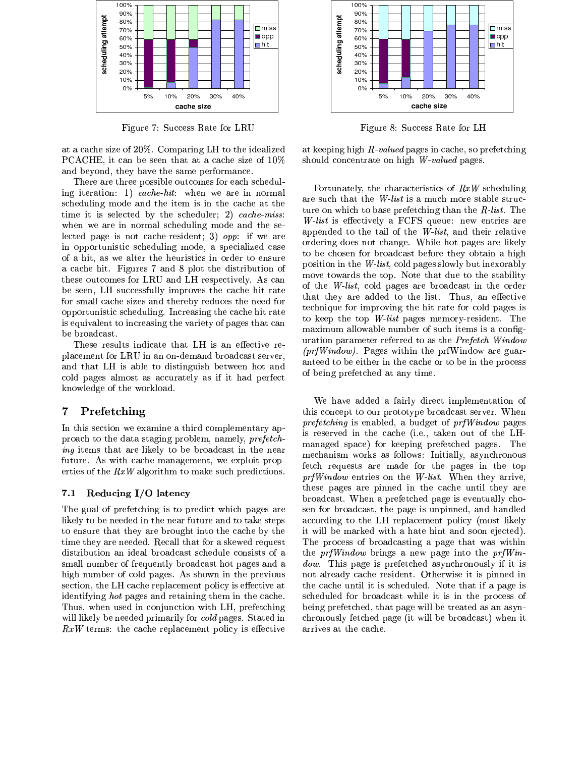Figure 7: Success Rate for LRU

Figure 8: Success Rate for LH

at a cache size of 20%. Comparing LH to the idealized PCACHE, it can be seen that at a cache size of 10% and beyond, they have the same performance.

There are three possible outcomes for each scheduling iteration: 1) *cache-hit*: when we are in normal scheduling mode and the item is in the cache at the time it is selected by the scheduler; 2) *cache-miss*: when we are in normal scheduling mode and the selected page is not cache-resident; 3) *opp*: if we are in opportunistic scheduling mode, a specialized case of a hit, as we alter the heuristics in order to ensure a cache hit. Figures 7 and 8 plot the distribution of these outcomes for LRU and LH respectively. As can be seen, LH successfully improves the cache hit rate for small cache sizes and thereby reduces the need for opportunistic scheduling. Increasing the cache hit rate is equivalent to increasing the variety of pages that can be broadcast.

These results indicate that LH is an effective replacement for LRU in an on-demand broadcast server, and that LH is able to distinguish between hot and cold pages almost as accurately as if it had perfect knowledge of the workload.

## 7 Prefetching

In this section we examine a third complementary approach to the data staging problem, namely, *prefetching* items that are likely to be broadcast in the near future. As with cache management, we exploit properties of the *RxW* algorithm to make such predictions.

### 7.1 Reducing I/O latency

The goal of prefetching is to predict which pages are likely to be needed in the near future and to take steps to ensure that they are brought into the cache by the time they are needed. Recall that for a skewed request distribution an ideal broadcast schedule consists of a small number of frequently broadcast hot pages and a high number of cold pages. As shown in the previous section, the LH cache replacement policy is effective at identifying *hot* pages and retaining them in the cache. Thus, when used in conjunction with LH, prefetching will likely be needed primarily for *cold* pages. Stated in *RxW* terms: the cache replacement policy is effective at keeping high *R-valued* pages in cache, so prefetching should concentrate on high *W-valued* pages.

Fortunately, the characteristics of *RxW* scheduling are such that the *W-list* is a much more stable structure on which to base prefetching than the *R-list*. The *W-list* is effectively a FCFS queue: new entries are appended to the tail of the *W-list*, and their relative ordering does not change. While hot pages are likely to be chosen for broadcast before they obtain a high position in the *W-list*, cold pages slowly but inexorably move towards the top. Note that due to the stability of the *W-list*, cold pages are broadcast in the order that they are added to the list. Thus, an effective technique for improving the hit rate for cold pages is to keep the top *W-list* pages memory-resident. The maximum allowable number of such items is a configuration parameter referred to as the *Prefetch Window (prfWindow)*. Pages within the prfWindow are guaranteed to be either in the cache or to be in the process of being prefetched at any time.

We have added a fairly direct implementation of this concept to our prototype broadcast server. When *prefetching* is enabled, a budget of *prfWindow* pages is reserved in the cache (i.e., taken out of the LH-managed space) for keeping prefetched pages. The mechanism works as follows: Initially, asynchronous fetch requests are made for the pages in the top *prfWindow* entries on the *W-list*. When they arrive, these pages are pinned in the cache until they are broadcast. When a prefetched page is eventually chosen for broadcast, the page is unpinned, and handled according to the LH replacement policy (most likely it will be marked with a hate hint and soon ejected). The process of broadcasting a page that was within the *prfWindow* brings a new page into the *prfWindow*. This page is prefetched asynchronously if it is not already cache resident. Otherwise it is pinned in the cache until it is scheduled. Note that if a page is scheduled for broadcast while it is in the process of being prefetched, that page will be treated as an asynchronously fetched page (it will be broadcast) when it arrives at the cache.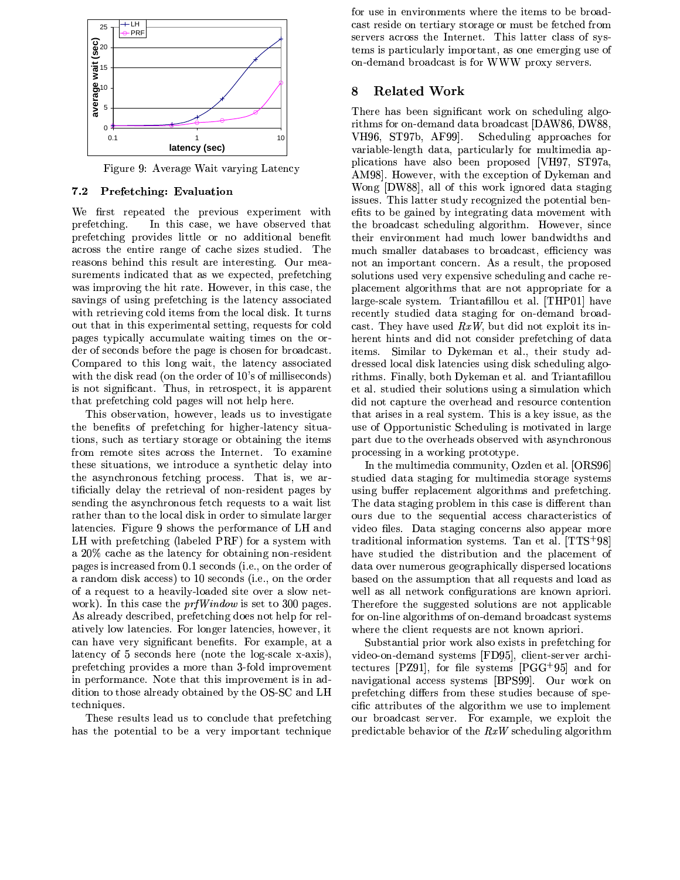Figure 9: Average Wait varying Latency

### 7.2 Prefetching: Evaluation

We first repeated the previous experiment with prefetching. In this case, we have observed that prefetching provides little or no additional benefit across the entire range of cache sizes studied. The reasons behind this result are interesting. Our measurements indicated that as we expected, prefetching was improving the hit rate. However, in this case, the savings of using prefetching is the latency associated with retrieving cold items from the local disk. It turns out that in this experimental setting, requests for cold pages typically accumulate waiting times on the order of seconds before the page is chosen for broadcast. Compared to this long wait, the latency associated with the disk read (on the order of 10's of milliseconds) is not significant. Thus, in retrospect, it is apparent that prefetching cold pages will not help here.

This observation, however, leads us to investigate the benefits of prefetching for higher-latency situations, such as tertiary storage or obtaining the items from remote sites across the Internet. To examine these situations, we introduce a synthetic delay into the asynchronous fetching process. That is, we artificially delay the retrieval of non-resident pages by sending the asynchronous fetch requests to a wait list rather than to the local disk in order to simulate larger latencies. Figure 9 shows the performance of LH and LH with prefetching (labeled PRF) for a system with a 20% cache as the latency for obtaining non-resident pages is increased from 0.1 seconds (i.e., on the order of a random disk access) to 10 seconds (i.e., on the order of a request to a heavily-loaded site over a slow network). In this case the *prfWindow* is set to 300 pages. As already described, prefetching does not help for relatively low latencies. For longer latencies, however, it can have very significant benefits. For example, at a latency of 5 seconds here (note the log-scale x-axis), prefetching provides a more than 3-fold improvement in performance. Note that this improvement is in addition to those already obtained by the OS-SC and LH techniques.

These results lead us to conclude that prefetching has the potential to be a very important technique for use in environments where the items to be broadcast reside on tertiary storage or must be fetched from servers across the Internet. This latter class of systems is particularly important, as one emerging use of on-demand broadcast is for WWW proxy servers.

## 8 Related Work

There has been significant work on scheduling algorithms for on-demand data broadcast [DAW86, DW88, VH96, ST97b, AF99]. Scheduling approaches for variable-length data, particularly for multimedia applications have also been proposed [VH97, ST97a, AM98]. However, with the exception of Dykeman and Wong [DW88], all of this work ignored data staging issues. This latter study recognized the potential benefits to be gained by integrating data movement with the broadcast scheduling algorithm. However, since their environment had much lower bandwidths and much smaller databases to broadcast, efficiency was not an important concern. As a result, the proposed solutions used very expensive scheduling and cache replacement algorithms that are not appropriate for a large-scale system. Triantafillou et al. [THP01] have recently studied data staging for on-demand broadcast. They have used *RxW*, but did not exploit its inherent hints and did not consider prefetching of data items. Similar to Dykeman et al., their study addressed local disk latencies using disk scheduling algorithms. Finally, both Dykeman et al. and Triantafillou et al. studied their solutions using a simulation which did not capture the overhead and resource contention that arises in a real system. This is a key issue, as the use of Opportunistic Scheduling is motivated in large part due to the overheads observed with asynchronous processing in a working prototype.

In the multimedia community, Ozden et al. [ORS96] studied data staging for multimedia storage systems using buffer replacement algorithms and prefetching. The data staging problem in this case is different than ours due to the sequential access characteristics of video files. Data staging concerns also appear more traditional information systems. Tan et al. [TTS+98] have studied the distribution and the placement of data over numerous geographically dispersed locations based on the assumption that all requests and load as well as all network configurations are known apriori. Therefore the suggested solutions are not applicable for on-line algorithms of on-demand broadcast systems where the client requests are not known apriori.

Substantial prior work also exists in prefetching for video-on-demand systems [FD95], client-server architectures [PZ91], for file systems [PGG+95] and for navigational access systems [BPS99]. Our work on prefetching differs from these studies because of specific attributes of the algorithm we use to implement our broadcast server. For example, we exploit the predictable behavior of the *RxW* scheduling algorithm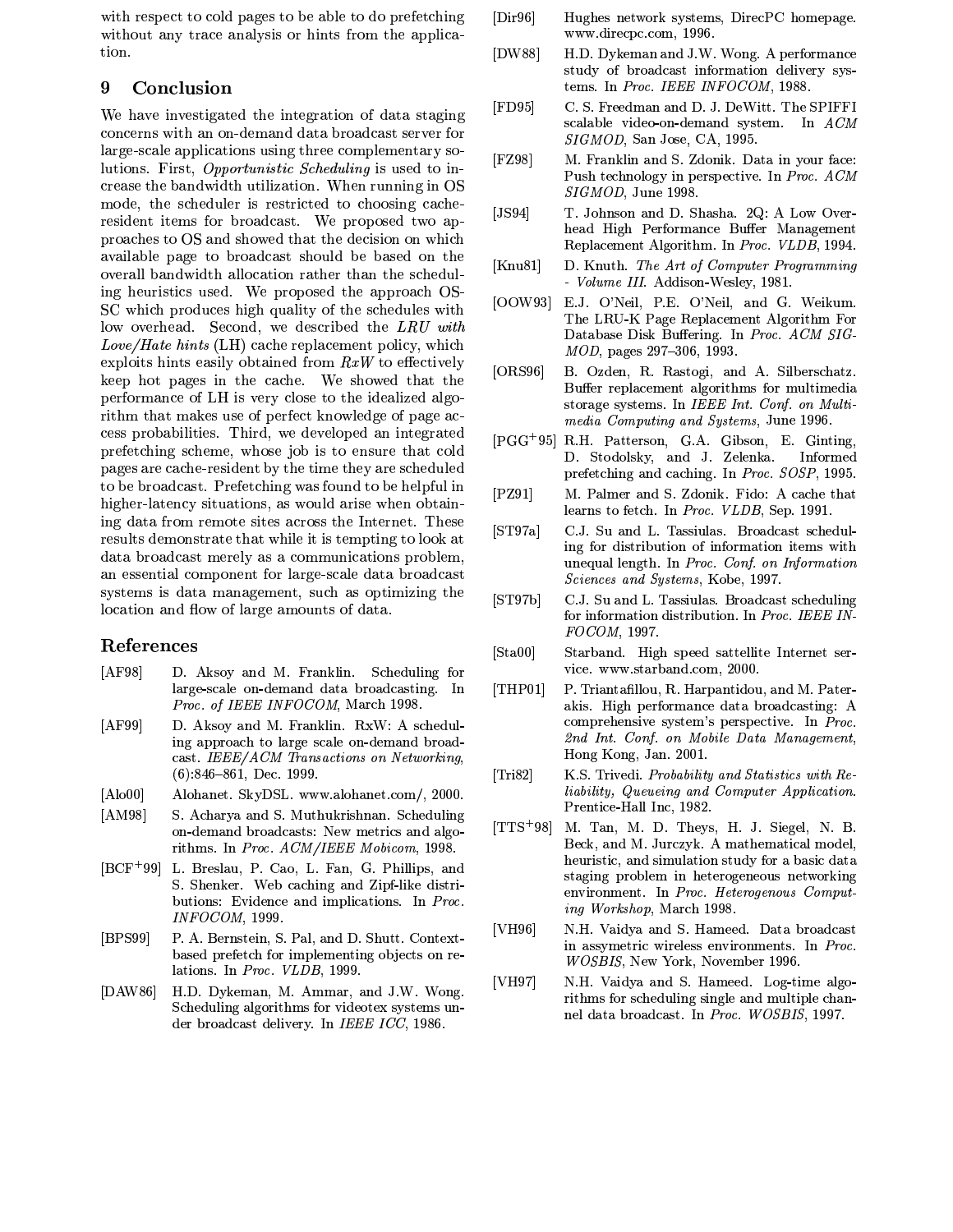with respect to cold pages to be able to do prefetching without any trace analysis or hints from the application.

## 9 Conclusion

We have investigated the integration of data staging concerns with an on-demand data broadcast server for large-scale applications using three complementary solutions. First, *Opportunistic Scheduling* is used to increase the bandwidth utilization. When running in OS mode, the scheduler is restricted to choosing cache-resident items for broadcast. We proposed two approaches to OS and showed that the decision on which available page to broadcast should be based on the overall bandwidth allocation rather than the scheduling heuristics used. We proposed the approach OS-SC which produces high quality of the schedules with low overhead. Second, we described the *LRU with Love/Hate hints* (LH) cache replacement policy, which exploits hints easily obtained from *RxW* to effectively keep hot pages in the cache. We showed that the performance of LH is very close to the idealized algorithm that makes use of perfect knowledge of page access probabilities. Third, we developed an integrated prefetching scheme, whose job is to ensure that cold pages are cache-resident by the time they are scheduled to be broadcast. Prefetching was found to be helpful in higher-latency situations, as would arise when obtaining data from remote sites across the Internet. These results demonstrate that while it is tempting to look at data broadcast merely as a communications problem, an essential component for large-scale data broadcast systems is data management, such as optimizing the location and flow of large amounts of data.

## References

[AF98] D. Aksoy and M. Franklin. Scheduling for large-scale on-demand data broadcasting. In *Proc. of IEEE INFOCOM*, March 1998.

[AF99] D. Aksoy and M. Franklin. RxW: A scheduling approach to large scale on-demand broadcast. *IEEE/ACM Transactions on Networking*, (6):846–861, Dec. 1999.

[Alo00] Alohanet. SkyDSL. www.alohanet.com/, 2000.

[AM98] S. Acharya and S. Muthukrishnan. Scheduling on-demand broadcasts: New metrics and algorithms. In *Proc. ACM/IEEE Mobicom*, 1998.

[BCF+99] L. Breslau, P. Cao, L. Fan, G. Phillips, and S. Shenker. Web caching and Zipf-like distributions: Evidence and implications. In *Proc. INFOCOM*, 1999.

[BPS99] P. A. Bernstein, S. Pal, and D. Shutt. Context-based prefetch for implementing objects on relations. In *Proc. VLDB*, 1999.

[DAW86] H.D. Dykeman, M. Ammar, and J.W. Wong. Scheduling algorithms for videotex systems under broadcast delivery. In *IEEE ICC*, 1986.

[Dir96] Hughes network systems, DirecPC homepage. www.direcpc.com, 1996.

[DW88] H.D. Dykeman and J.W. Wong. A performance study of broadcast information delivery systems. In *Proc. IEEE INFOCOM*, 1988.

[FD95] C. S. Freedman and D. J. DeWitt. The SPIFFI scalable video-on-demand system. In *ACM SIGMOD*, San Jose, CA, 1995.

[FZ98] M. Franklin and S. Zdonik. Data in your face: Push technology in perspective. In *Proc. ACM SIGMOD*, June 1998.

[JS94] T. Johnson and D. Shasha. 2Q: A Low Overhead High Performance Buffer Management Replacement Algorithm. In *Proc. VLDB*, 1994.

[Knu81] D. Knuth. *The Art of Computer Programming - Volume III*. Addison-Wesley, 1981.

[OOW93] E.J. O'Neil, P.E. O'Neil, and G. Weikum. The LRU-K Page Replacement Algorithm For Database Disk Buffering. In *Proc. ACM SIGMOD*, pages 297–306, 1993.

[ORS96] B. Ozden, R. Rastogi, and A. Silberschatz. Buffer replacement algorithms for multimedia storage systems. In *IEEE Int. Conf. on Multimedia Computing and Systems*, June 1996.

[PGG+95] R.H. Patterson, G.A. Gibson, E. Ginting, D. Stodolsky, and J. Zelenka. Informed prefetching and caching. In *Proc. SOSP*, 1995.

[PZ91] M. Palmer and S. Zdonik. Fido: A cache that learns to fetch. In *Proc. VLDB*, Sep. 1991.

[ST97a] C.J. Su and L. Tassiulas. Broadcast scheduling for distribution of information items with unequal length. In *Proc. Conf. on Information Sciences and Systems*, Kobe, 1997.

[ST97b] C.J. Su and L. Tassiulas. Broadcast scheduling for information distribution. In *Proc. IEEE INFOCOM*, 1997.

[Sta00] Starband. High speed sattellite Internet service. www.starband.com, 2000.

[THP01] P. Triantafillou, R. Harpantidou, and M. Paterakis. High performance data broadcasting: A comprehensive system's perspective. In *Proc. 2nd Int. Conf. on Mobile Data Management*, Hong Kong, Jan. 2001.

[Tri82] K.S. Trivedi. *Probability and Statistics with Reliability, Queueing and Computer Application*. Prentice-Hall Inc, 1982.

[TTS+98] M. Tan, M. D. Theys, H. J. Siegel, N. B. Beck, and M. Jurczyk. A mathematical model, heuristic, and simulation study for a basic data staging problem in heterogeneous networking environment. In *Proc. Heterogenous Computing Workshop*, March 1998.

[VH96] N.H. Vaidya and S. Hameed. Data broadcast in assymetric wireless environments. In *Proc. WOSBIS*, New York, November 1996.

[VH97] N.H. Vaidya and S. Hameed. Log-time algorithms for scheduling single and multiple channel data broadcast. In *Proc. WOSBIS*, 1997.